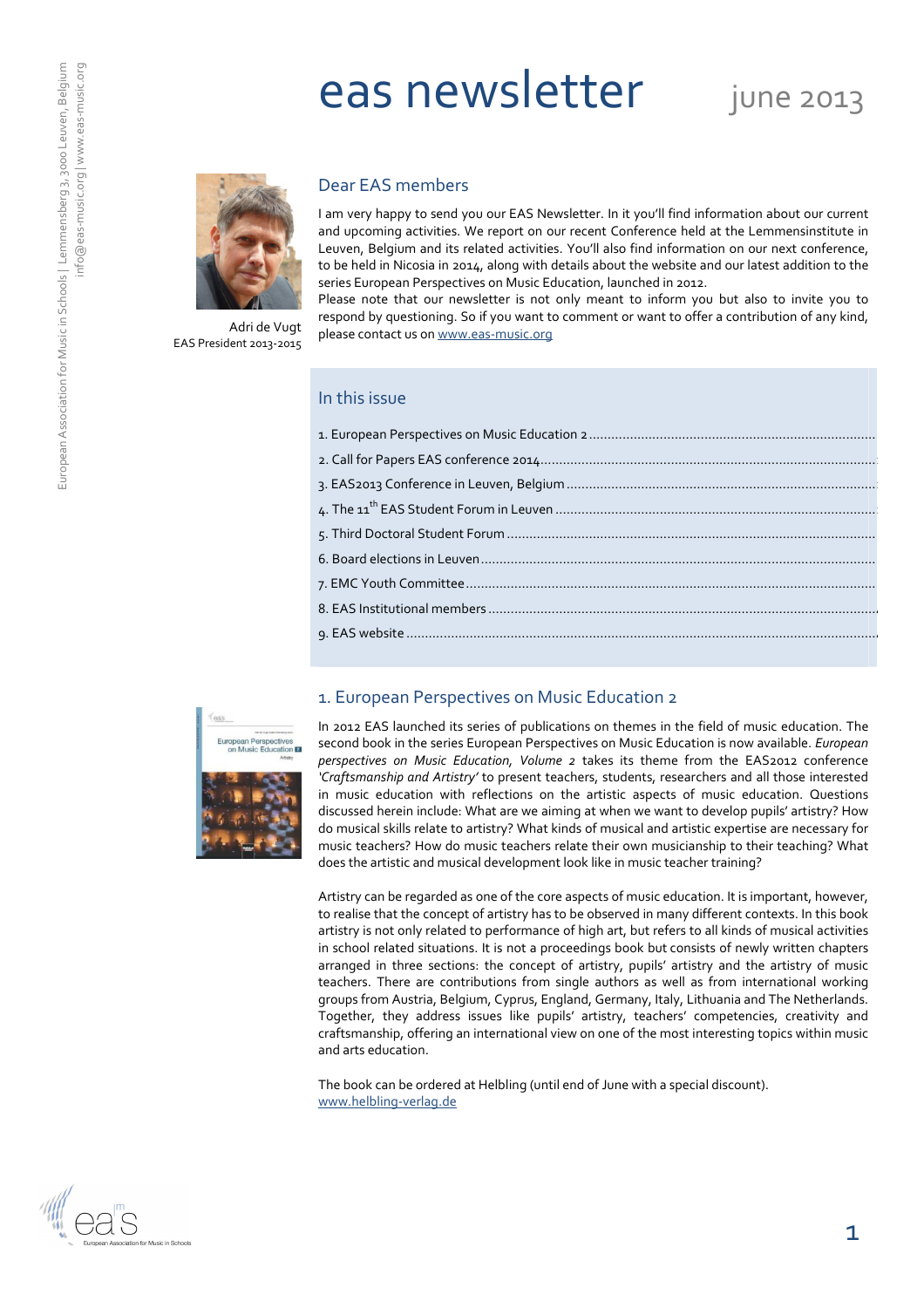# eas newsletter

june 2013

## Dear EAS members

I am very happy to send you our EAS Newsletter. In it you'll find information about our current and upcoming activities. We report on our recent Conference held at the Lemmensinstitute in Leuven, Belgium and its related activities. You'll also find information on our next conference, to be held in Nicosia in 2014, along with details about the website and our latest addition to the series European Perspectives on Music Education, launched in 2012.

Please note that our newsletter is not only meant to inform you but also to invite you to respond by questioning. So if you want to comment or want to offer a contribution of any kind, please contact us on www.eas-music.org

Adri de Vugt
EAS President 2013-2015

## In this issue

1. European Perspectives on Music Education 2
2. Call for Papers EAS conference 2014
3. EAS2013 Conference in Leuven, Belgium
4. The 11th EAS Student Forum in Leuven
5. Third Doctoral Student Forum
6. Board elections in Leuven
7. EMC Youth Committee
8. EAS Institutional members
9. EAS website

## 1. European Perspectives on Music Education 2

In 2012 EAS launched its series of publications on themes in the field of music education. The second book in the series European Perspectives on Music Education is now available. *European perspectives on Music Education, Volume 2* takes its theme from the EAS2012 conference *'Craftsmanship and Artistry'* to present teachers, students, researchers and all those interested in music education with reflections on the artistic aspects of music education. Questions discussed herein include: What are we aiming at when we want to develop pupils' artistry? How do musical skills relate to artistry? What kinds of musical and artistic expertise are necessary for music teachers? How do music teachers relate their own musicianship to their teaching? What does the artistic and musical development look like in music teacher training?

Artistry can be regarded as one of the core aspects of music education. It is important, however, to realise that the concept of artistry has to be observed in many different contexts. In this book artistry is not only related to performance of high art, but refers to all kinds of musical activities in school related situations. It is not a proceedings book but consists of newly written chapters arranged in three sections: the concept of artistry, pupils' artistry and the artistry of music teachers. There are contributions from single authors as well as from international working groups from Austria, Belgium, Cyprus, England, Germany, Italy, Lithuania and The Netherlands. Together, they address issues like pupils' artistry, teachers' competencies, creativity and craftsmanship, offering an international view on one of the most interesting topics within music and arts education.

The book can be ordered at Helbling (until end of June with a special discount).
www.helbling-verlag.de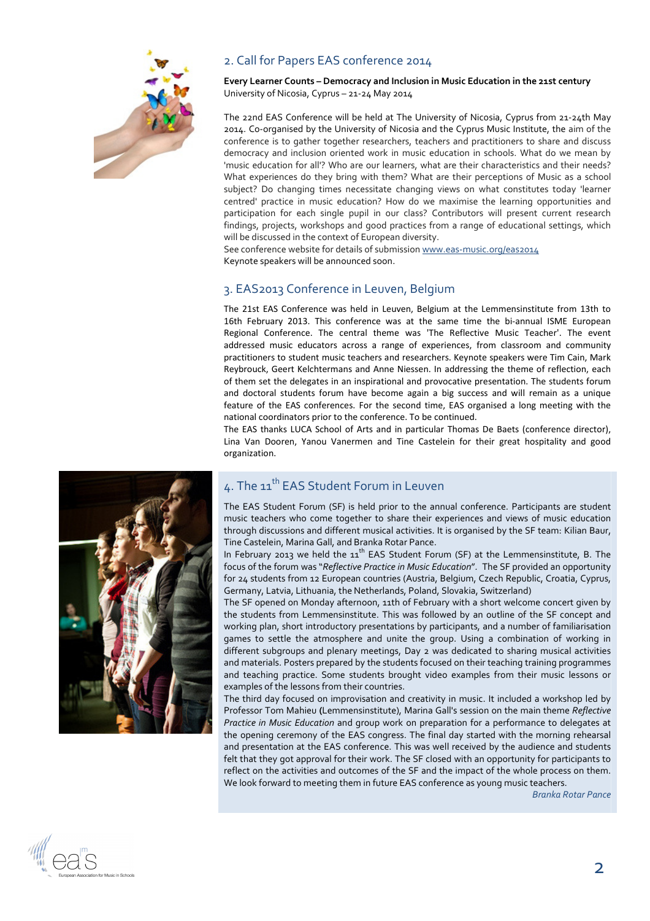## 2. Call for Papers EAS conference 2014

**Every Learner Counts – Democracy and Inclusion in Music Education in the 21st century**
University of Nicosia, Cyprus – 21-24 May 2014

The 22nd EAS Conference will be held at The University of Nicosia, Cyprus from 21-24th May 2014. Co-organised by the University of Nicosia and the Cyprus Music Institute, the aim of the conference is to gather together researchers, teachers and practitioners to share and discuss democracy and inclusion oriented work in music education in schools. What do we mean by 'music education for all'? Who are our learners, what are their characteristics and their needs? What experiences do they bring with them? What are their perceptions of Music as a school subject? Do changing times necessitate changing views on what constitutes today 'learner centred' practice in music education? How do we maximise the learning opportunities and participation for each single pupil in our class? Contributors will present current research findings, projects, workshops and good practices from a range of educational settings, which will be discussed in the context of European diversity.
See conference website for details of submission www.eas-music.org/eas2014
Keynote speakers will be announced soon.

## 3. EAS2013 Conference in Leuven, Belgium

The 21st EAS Conference was held in Leuven, Belgium at the Lemmensinstitute from 13th to 16th February 2013. This conference was at the same time the bi-annual ISME European Regional Conference. The central theme was 'The Reflective Music Teacher'. The event addressed music educators across a range of experiences, from classroom and community practitioners to student music teachers and researchers. Keynote speakers were Tim Cain, Mark Reybrouck, Geert Kelchtermans and Anne Niessen. In addressing the theme of reflection, each of them set the delegates in an inspirational and provocative presentation. The students forum and doctoral students forum have become again a big success and will remain as a unique feature of the EAS conferences. For the second time, EAS organised a long meeting with the national coordinators prior to the conference. To be continued.
The EAS thanks LUCA School of Arts and in particular Thomas De Baets (conference director), Lina Van Dooren, Yanou Vanermen and Tine Castelein for their great hospitality and good organization.

## 4. The 11th EAS Student Forum in Leuven

The EAS Student Forum (SF) is held prior to the annual conference. Participants are student music teachers who come together to share their experiences and views of music education through discussions and different musical activities. It is organised by the SF team: Kilian Baur, Tine Castelein, Marina Gall, and Branka Rotar Pance.
In February 2013 we held the 11th EAS Student Forum (SF) at the Lemmensinstitute, B. The focus of the forum was "*Reflective Practice in Music Education*". The SF provided an opportunity for 24 students from 12 European countries (Austria, Belgium, Czech Republic, Croatia, Cyprus, Germany, Latvia, Lithuania, the Netherlands, Poland, Slovakia, Switzerland)
The SF opened on Monday afternoon, 11th of February with a short welcome concert given by the students from Lemmensinstitute. This was followed by an outline of the SF concept and working plan, short introductory presentations by participants, and a number of familiarisation games to settle the atmosphere and unite the group. Using a combination of working in different subgroups and plenary meetings, Day 2 was dedicated to sharing musical activities and materials. Posters prepared by the students focused on their teaching training programmes and teaching practice. Some students brought video examples from their music lessons or examples of the lessons from their countries.
The third day focused on improvisation and creativity in music. It included a workshop led by Professor Tom Mahieu (Lemmensinstitute), Marina Gall's session on the main theme *Reflective Practice in Music Education* and group work on preparation for a performance to delegates at the opening ceremony of the EAS congress. The final day started with the morning rehearsal and presentation at the EAS conference. This was well received by the audience and students felt that they got approval for their work. The SF closed with an opportunity for participants to reflect on the activities and outcomes of the SF and the impact of the whole process on them. We look forward to meeting them in future EAS conference as young music teachers.

*Branka Rotar Pance*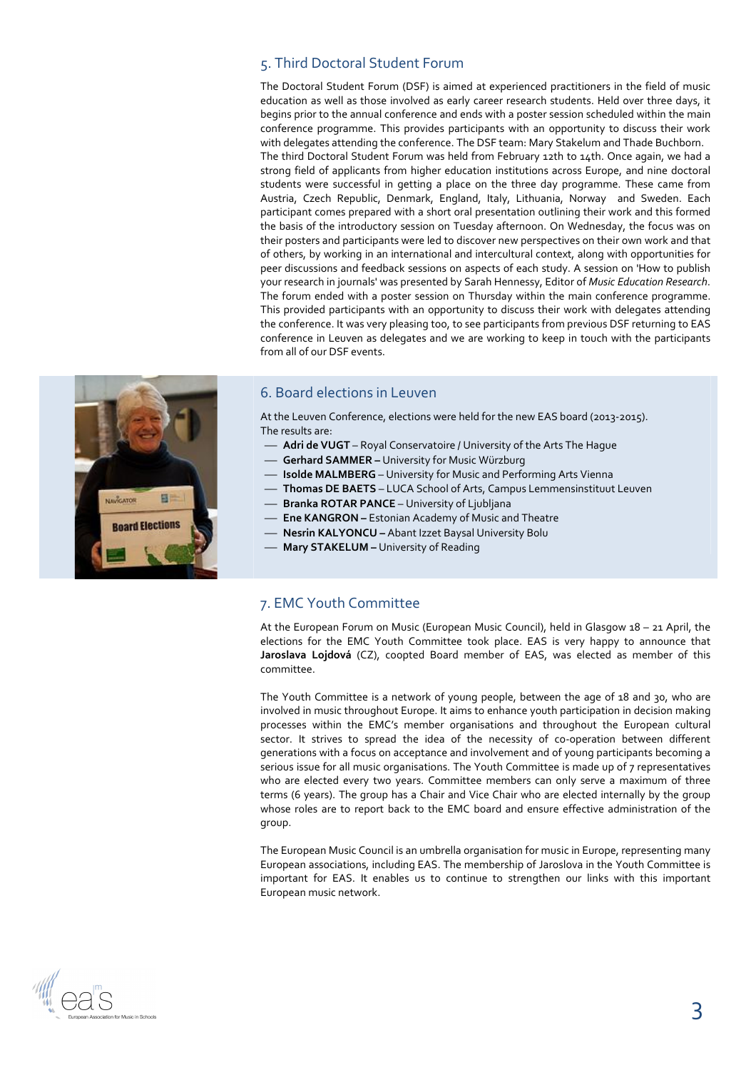## 5. Third Doctoral Student Forum

The Doctoral Student Forum (DSF) is aimed at experienced practitioners in the field of music education as well as those involved as early career research students. Held over three days, it begins prior to the annual conference and ends with a poster session scheduled within the main conference programme. This provides participants with an opportunity to discuss their work with delegates attending the conference. The DSF team: Mary Stakelum and Thade Buchborn.
The third Doctoral Student Forum was held from February 12th to 14th. Once again, we had a strong field of applicants from higher education institutions across Europe, and nine doctoral students were successful in getting a place on the three day programme. These came from Austria, Czech Republic, Denmark, England, Italy, Lithuania, Norway and Sweden. Each participant comes prepared with a short oral presentation outlining their work and this formed the basis of the introductory session on Tuesday afternoon. On Wednesday, the focus was on their posters and participants were led to discover new perspectives on their own work and that of others, by working in an international and intercultural context, along with opportunities for peer discussions and feedback sessions on aspects of each study. A session on 'How to publish your research in journals' was presented by Sarah Hennessy, Editor of *Music Education Research*. The forum ended with a poster session on Thursday within the main conference programme. This provided participants with an opportunity to discuss their work with delegates attending the conference. It was very pleasing too, to see participants from previous DSF returning to EAS conference in Leuven as delegates and we are working to keep in touch with the participants from all of our DSF events.

## 6. Board elections in Leuven

At the Leuven Conference, elections were held for the new EAS board (2013-2015).
The results are:

- **Adri de VUGT** – Royal Conservatoire / University of the Arts The Hague
- **Gerhard SAMMER –** University for Music Würzburg
- **Isolde MALMBERG** – University for Music and Performing Arts Vienna
- **Thomas DE BAETS** – LUCA School of Arts, Campus Lemmensinstituut Leuven
- **Branka ROTAR PANCE** – University of Ljubljana
- **Ene KANGRON –** Estonian Academy of Music and Theatre
- **Nesrin KALYONCU –** Abant Izzet Baysal University Bolu
- **Mary STAKELUM –** University of Reading

## 7. EMC Youth Committee

At the European Forum on Music (European Music Council), held in Glasgow 18 – 21 April, the elections for the EMC Youth Committee took place. EAS is very happy to announce that **Jaroslava Lojdová** (CZ), coopted Board member of EAS, was elected as member of this committee.

The Youth Committee is a network of young people, between the age of 18 and 30, who are involved in music throughout Europe. It aims to enhance youth participation in decision making processes within the EMC's member organisations and throughout the European cultural sector. It strives to spread the idea of the necessity of co-operation between different generations with a focus on acceptance and involvement and of young participants becoming a serious issue for all music organisations. The Youth Committee is made up of 7 representatives who are elected every two years. Committee members can only serve a maximum of three terms (6 years). The group has a Chair and Vice Chair who are elected internally by the group whose roles are to report back to the EMC board and ensure effective administration of the group.

The European Music Council is an umbrella organisation for music in Europe, representing many European associations, including EAS. The membership of Jaroslova in the Youth Committee is important for EAS. It enables us to continue to strengthen our links with this important European music network.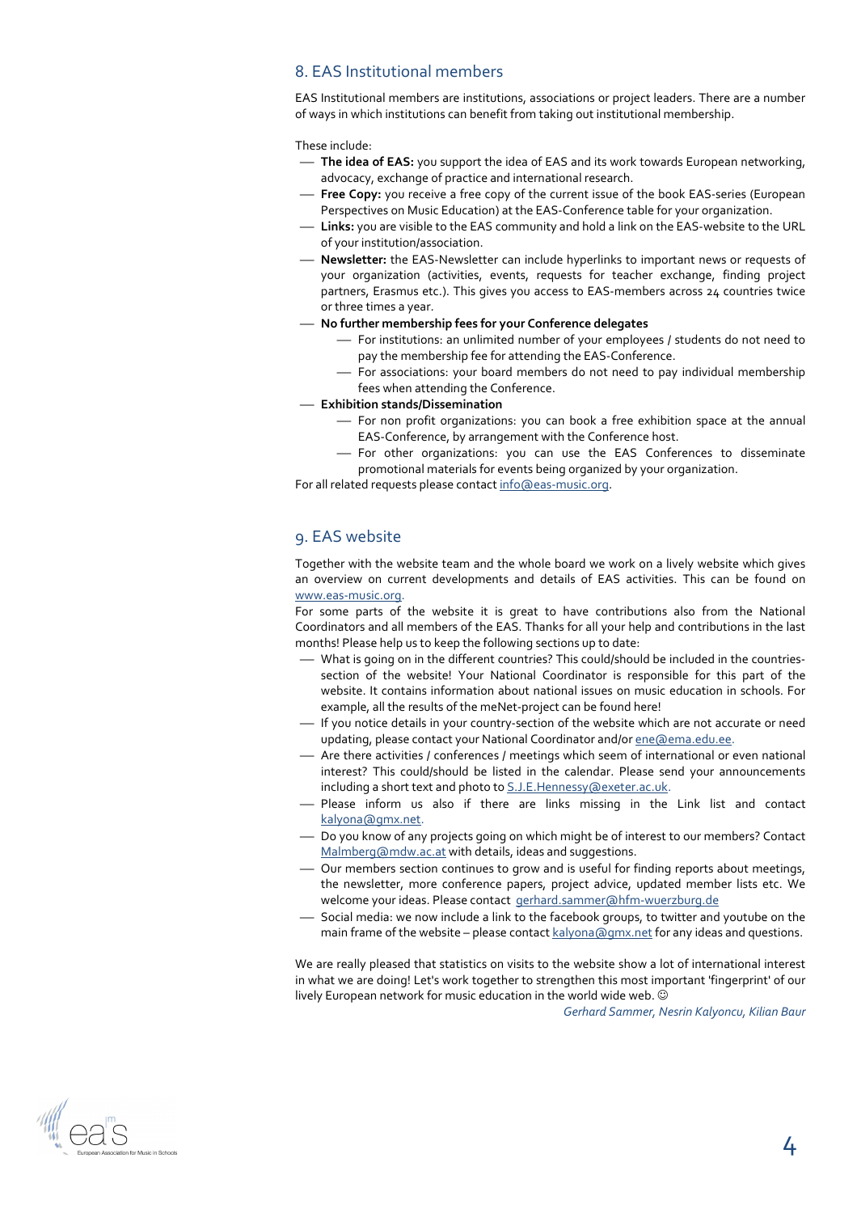## 8. EAS Institutional members

EAS Institutional members are institutions, associations or project leaders. There are a number of ways in which institutions can benefit from taking out institutional membership.

These include:

- **The idea of EAS:** you support the idea of EAS and its work towards European networking, advocacy, exchange of practice and international research.
- **Free Copy:** you receive a free copy of the current issue of the book EAS-series (European Perspectives on Music Education) at the EAS-Conference table for your organization.
- **Links:** you are visible to the EAS community and hold a link on the EAS-website to the URL of your institution/association.
- **Newsletter:** the EAS-Newsletter can include hyperlinks to important news or requests of your organization (activities, events, requests for teacher exchange, finding project partners, Erasmus etc.). This gives you access to EAS-members across 24 countries twice or three times a year.
- **No further membership fees for your Conference delegates**
  - For institutions: an unlimited number of your employees / students do not need to pay the membership fee for attending the EAS-Conference.
  - For associations: your board members do not need to pay individual membership fees when attending the Conference.
- **Exhibition stands/Dissemination**
  - For non profit organizations: you can book a free exhibition space at the annual EAS-Conference, by arrangement with the Conference host.
  - For other organizations: you can use the EAS Conferences to disseminate promotional materials for events being organized by your organization.

For all related requests please contact info@eas-music.org.

## 9. EAS website

Together with the website team and the whole board we work on a lively website which gives an overview on current developments and details of EAS activities. This can be found on www.eas-music.org.

For some parts of the website it is great to have contributions also from the National Coordinators and all members of the EAS. Thanks for all your help and contributions in the last months! Please help us to keep the following sections up to date:

- What is going on in the different countries? This could/should be included in the countries-section of the website! Your National Coordinator is responsible for this part of the website. It contains information about national issues on music education in schools. For example, all the results of the meNet-project can be found here!
- If you notice details in your country-section of the website which are not accurate or need updating, please contact your National Coordinator and/or ene@ema.edu.ee.
- Are there activities / conferences / meetings which seem of international or even national interest? This could/should be listed in the calendar. Please send your announcements including a short text and photo to S.J.E.Hennessy@exeter.ac.uk.
- Please inform us also if there are links missing in the Link list and contact kalyona@gmx.net.
- Do you know of any projects going on which might be of interest to our members? Contact Malmberg@mdw.ac.at with details, ideas and suggestions.
- Our members section continues to grow and is useful for finding reports about meetings, the newsletter, more conference papers, project advice, updated member lists etc. We welcome your ideas. Please contact gerhard.sammer@hfm-wuerzburg.de
- Social media: we now include a link to the facebook groups, to twitter and youtube on the main frame of the website – please contact kalyona@gmx.net for any ideas and questions.

We are really pleased that statistics on visits to the website show a lot of international interest in what we are doing! Let's work together to strengthen this most important 'fingerprint' of our lively European network for music education in the world wide web. ☺

*Gerhard Sammer, Nesrin Kalyoncu, Kilian Baur*